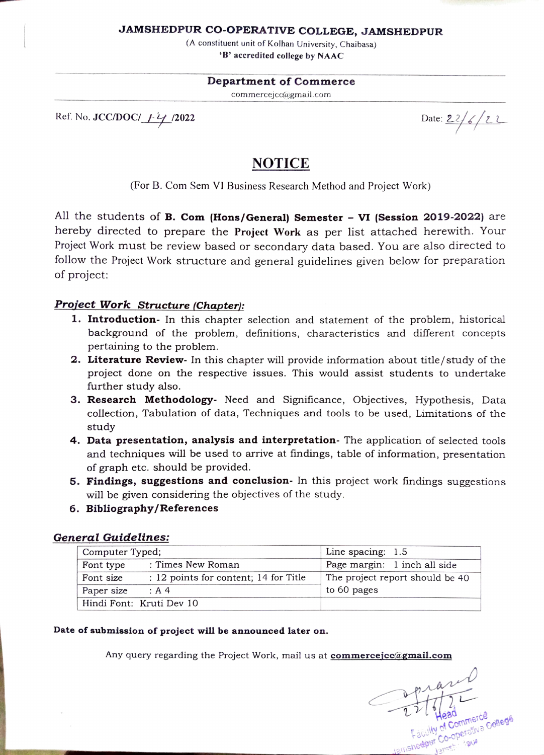**JAMSHEDPUR CO-OPERATIVE COLLEGE, JAMSHEDPUR**

(A constituent unit of Kolhan University, Chaibasa)

**'B' accredited college by NAAC**

**Department of Commerce**

commercejcc@gmail.com

Ref. No. **JCC/DOC/** 14 **/2022** Date: 22/6/22

# NOTICE

(For B. Com Sem VI Business Research Method and Project Work)

All the students of **B. Com (Hons/General) Semester – VI (Session 2019-2022)** are hereby directed to prepare the **Project Work** as per list attached herewith. Your Project Work must be review based or secondary data based. You are also directed to follow the Project Work structure and general guidelines given below for preparation of project:

## ***Project Work Structure (Chapter):***

1. **Introduction-** In this chapter selection and statement of the problem, historical background of the problem, definitions, characteristics and different concepts pertaining to the problem.
2. **Literature Review-** In this chapter will provide information about title/study of the project done on the respective issues. This would assist students to undertake further study also.
3. **Research Methodology-** Need and Significance, Objectives, Hypothesis, Data collection, Tabulation of data, Techniques and tools to be used, Limitations of the study
4. **Data presentation, analysis and interpretation-** The application of selected tools and techniques will be used to arrive at findings, table of information, presentation of graph etc. should be provided.
5. **Findings, suggestions and conclusion-** In this project work findings suggestions will be given considering the objectives of the study.
6. **Bibliography/References**

## ***General Guidelines:***

| | |
|---|---|
| Computer Typed; | Line spacing: 1.5 |
| Font type : Times New Roman | Page margin: 1 inch all side |
| Font size : 12 points for content; 14 for Title | The project report should be 40 to 60 pages |
| Paper size : A 4 | |
| Hindi Font: Kruti Dev 10 | |

**Date of submission of project will be announced later on.**

Any query regarding the Project Work, mail us at **commercejcc@gmail.com**

22/6/22

Head

Faculty of Commerce

Jamshedpur Co-operative College

Jamshedpur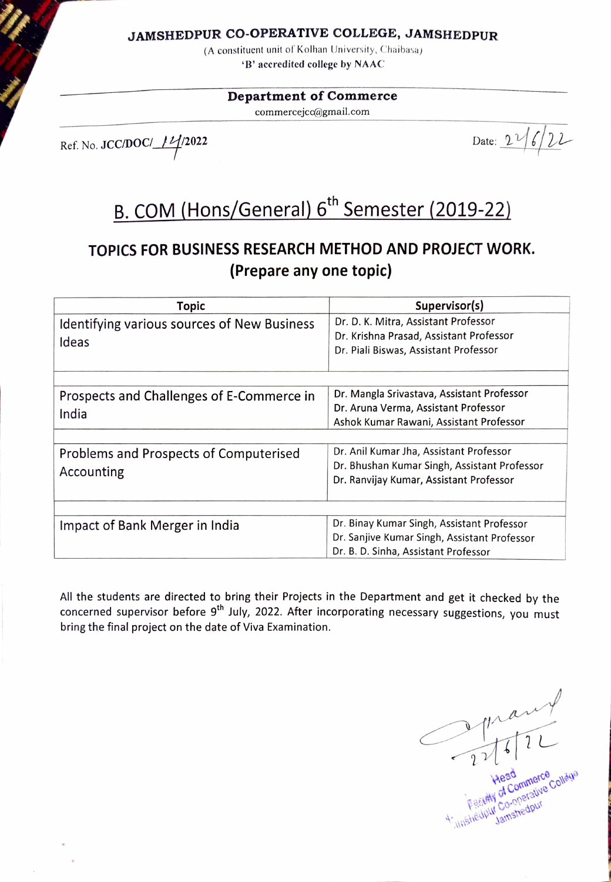**JAMSHEDPUR CO-OPERATIVE COLLEGE, JAMSHEDPUR**

(A constituent unit of Kolhan University, Chaibasa)

'B' accredited college by NAAC

**Department of Commerce**

commercejcc@gmail.com

Ref. No. JCC/DOC/14/2022

Date: 22/6/22

# B. COM (Hons/General) 6th Semester (2019-22)

## TOPICS FOR BUSINESS RESEARCH METHOD AND PROJECT WORK.

## (Prepare any one topic)

| Topic | Supervisor(s) |
|---|---|
| Identifying various sources of New Business Ideas | Dr. D. K. Mitra, Assistant Professor<br>Dr. Krishna Prasad, Assistant Professor<br>Dr. Piali Biswas, Assistant Professor |
| Prospects and Challenges of E-Commerce in India | Dr. Mangla Srivastava, Assistant Professor<br>Dr. Aruna Verma, Assistant Professor<br>Ashok Kumar Rawani, Assistant Professor |
| Problems and Prospects of Computerised Accounting | Dr. Anil Kumar Jha, Assistant Professor<br>Dr. Bhushan Kumar Singh, Assistant Professor<br>Dr. Ranvijay Kumar, Assistant Professor |
| Impact of Bank Merger in India | Dr. Binay Kumar Singh, Assistant Professor<br>Dr. Sanjive Kumar Singh, Assistant Professor<br>Dr. B. D. Sinha, Assistant Professor |

All the students are directed to bring their Projects in the Department and get it checked by the concerned supervisor before 9th July, 2022. After incorporating necessary suggestions, you must bring the final project on the date of Viva Examination.

22/6/22

Head
Faculty of Commerce
Jamshedpur Co-operative College
Jamshedpur